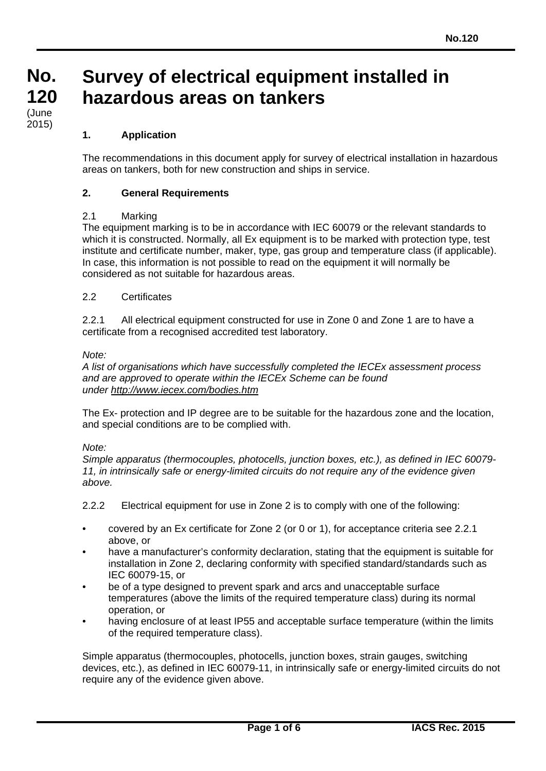**No. 120** (June 2015)

# Survey of electrical equipment installed in hazardous areas on tankers

## 1. Application

The recommendations in this document apply for survey of electrical installation in hazardous areas on tankers, both for new construction and ships in service.

## 2. General Requirements

### 2.1 Marking

The equipment marking is to be in accordance with IEC 60079 or the relevant standards to which it is constructed. Normally, all Ex equipment is to be marked with protection type, test institute and certificate number, maker, type, gas group and temperature class (if applicable). In case, this information is not possible to read on the equipment it will normally be considered as not suitable for hazardous areas.

### 2.2 Certificates

2.2.1 All electrical equipment constructed for use in Zone 0 and Zone 1 are to have a certificate from a recognised accredited test laboratory.

*Note:*
*A list of organisations which have successfully completed the IECEx assessment process and are approved to operate within the IECEx Scheme can be found under http://www.iecex.com/bodies.htm*

The Ex- protection and IP degree are to be suitable for the hazardous zone and the location, and special conditions are to be complied with.

*Note:*
*Simple apparatus (thermocouples, photocells, junction boxes, etc.), as defined in IEC 60079-11, in intrinsically safe or energy-limited circuits do not require any of the evidence given above.*

2.2.2 Electrical equipment for use in Zone 2 is to comply with one of the following:

- covered by an Ex certificate for Zone 2 (or 0 or 1), for acceptance criteria see 2.2.1 above, or
- have a manufacturer's conformity declaration, stating that the equipment is suitable for installation in Zone 2, declaring conformity with specified standard/standards such as IEC 60079-15, or
- be of a type designed to prevent spark and arcs and unacceptable surface temperatures (above the limits of the required temperature class) during its normal operation, or
- having enclosure of at least IP55 and acceptable surface temperature (within the limits of the required temperature class).

Simple apparatus (thermocouples, photocells, junction boxes, strain gauges, switching devices, etc.), as defined in IEC 60079-11, in intrinsically safe or energy-limited circuits do not require any of the evidence given above.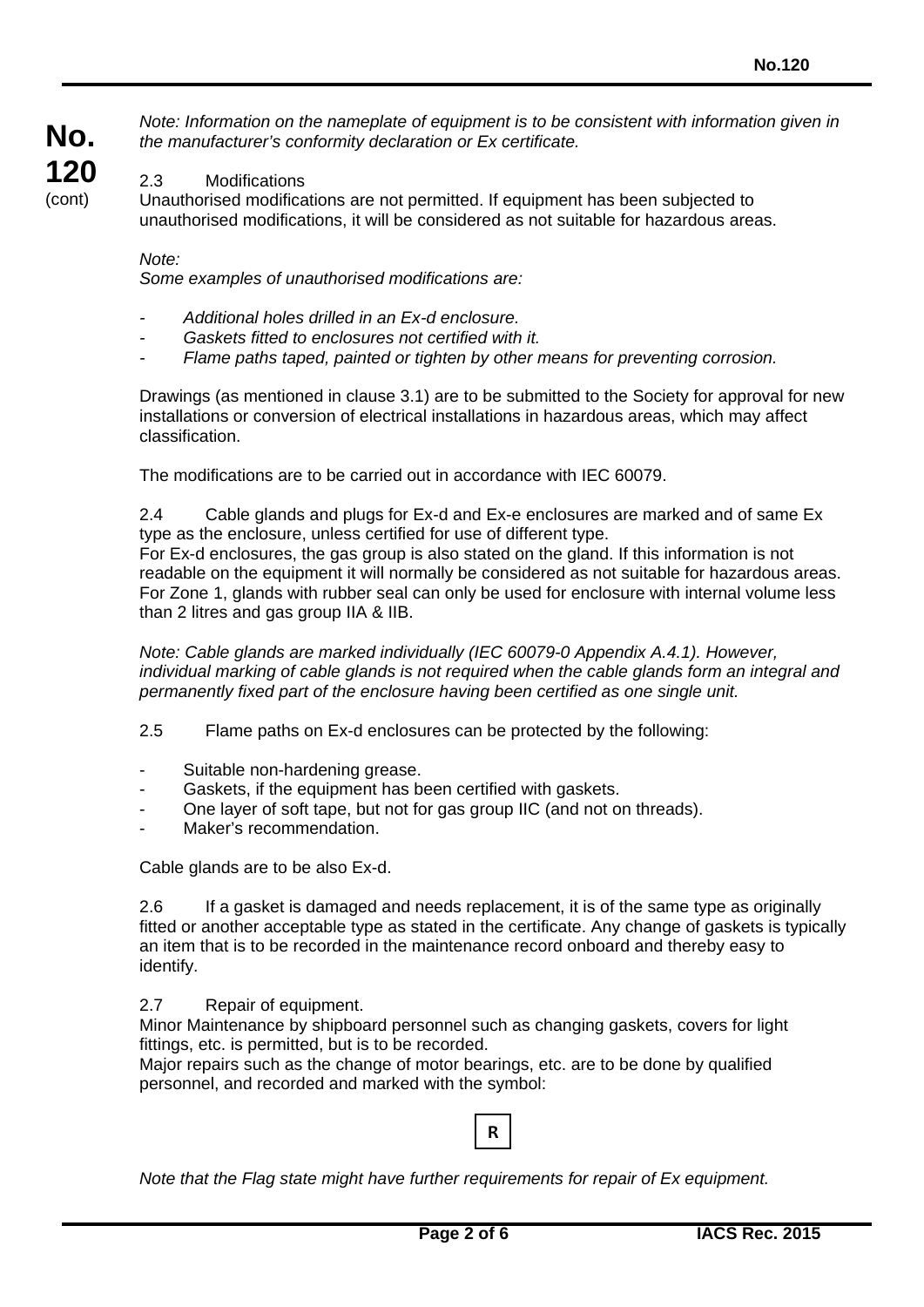*Note: Information on the nameplate of equipment is to be consistent with information given in the manufacturer's conformity declaration or Ex certificate.*

2.3 Modifications

Unauthorised modifications are not permitted. If equipment has been subjected to unauthorised modifications, it will be considered as not suitable for hazardous areas.

*Note:*
*Some examples of unauthorised modifications are:*

- *Additional holes drilled in an Ex-d enclosure.*
- *Gaskets fitted to enclosures not certified with it.*
- *Flame paths taped, painted or tighten by other means for preventing corrosion.*

Drawings (as mentioned in clause 3.1) are to be submitted to the Society for approval for new installations or conversion of electrical installations in hazardous areas, which may affect classification.

The modifications are to be carried out in accordance with IEC 60079.

2.4 Cable glands and plugs for Ex-d and Ex-e enclosures are marked and of same Ex type as the enclosure, unless certified for use of different type.
For Ex-d enclosures, the gas group is also stated on the gland. If this information is not readable on the equipment it will normally be considered as not suitable for hazardous areas.
For Zone 1, glands with rubber seal can only be used for enclosure with internal volume less than 2 litres and gas group IIA & IIB.

*Note: Cable glands are marked individually (IEC 60079-0 Appendix A.4.1). However, individual marking of cable glands is not required when the cable glands form an integral and permanently fixed part of the enclosure having been certified as one single unit.*

2.5 Flame paths on Ex-d enclosures can be protected by the following:

- Suitable non-hardening grease.
- Gaskets, if the equipment has been certified with gaskets.
- One layer of soft tape, but not for gas group IIC (and not on threads).
- Maker's recommendation.

Cable glands are to be also Ex-d.

2.6 If a gasket is damaged and needs replacement, it is of the same type as originally fitted or another acceptable type as stated in the certificate. Any change of gaskets is typically an item that is to be recorded in the maintenance record onboard and thereby easy to identify.

2.7 Repair of equipment.

Minor Maintenance by shipboard personnel such as changing gaskets, covers for light fittings, etc. is permitted, but is to be recorded.
Major repairs such as the change of motor bearings, etc. are to be done by qualified personnel, and recorded and marked with the symbol:

**R**

*Note that the Flag state might have further requirements for repair of Ex equipment.*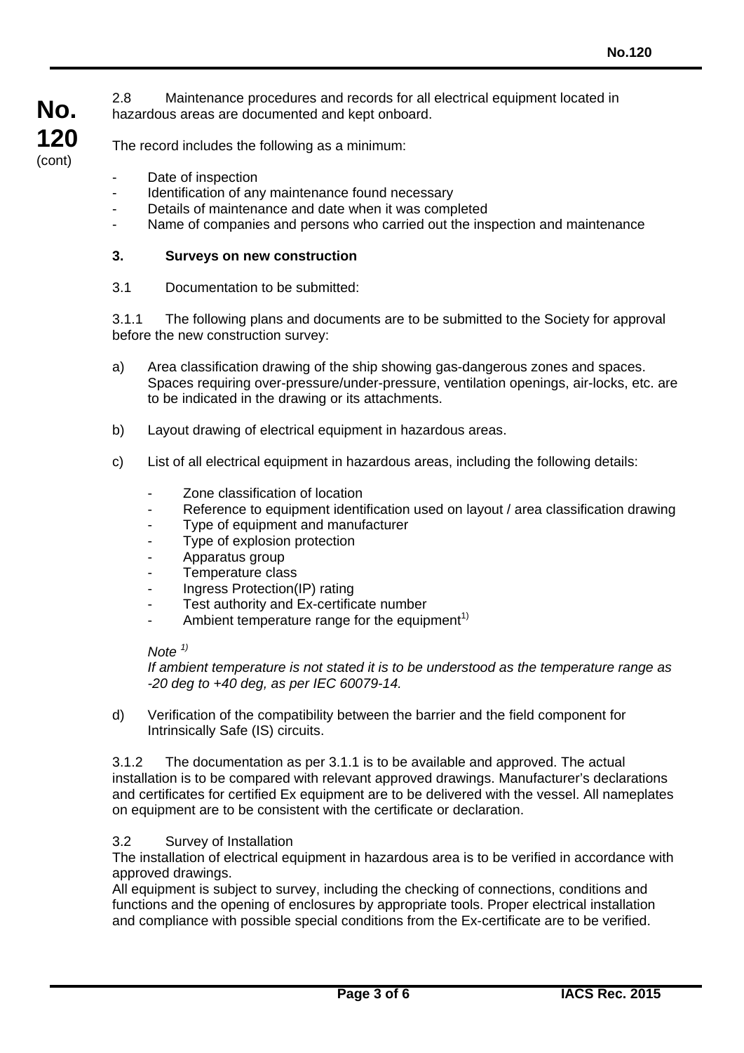2.8 Maintenance procedures and records for all electrical equipment located in hazardous areas are documented and kept onboard.

The record includes the following as a minimum:

- Date of inspection
- Identification of any maintenance found necessary
- Details of maintenance and date when it was completed
- Name of companies and persons who carried out the inspection and maintenance

## 3. Surveys on new construction

3.1 Documentation to be submitted:

3.1.1 The following plans and documents are to be submitted to the Society for approval before the new construction survey:

a) Area classification drawing of the ship showing gas-dangerous zones and spaces. Spaces requiring over-pressure/under-pressure, ventilation openings, air-locks, etc. are to be indicated in the drawing or its attachments.

b) Layout drawing of electrical equipment in hazardous areas.

c) List of all electrical equipment in hazardous areas, including the following details:

   - Zone classification of location
   - Reference to equipment identification used on layout / area classification drawing
   - Type of equipment and manufacturer
   - Type of explosion protection
   - Apparatus group
   - Temperature class
   - Ingress Protection(IP) rating
   - Test authority and Ex-certificate number
   - Ambient temperature range for the equipment[1)]

   *Note [1)]*
   *If ambient temperature is not stated it is to be understood as the temperature range as -20 deg to +40 deg, as per IEC 60079-14.*

d) Verification of the compatibility between the barrier and the field component for Intrinsically Safe (IS) circuits.

3.1.2 The documentation as per 3.1.1 is to be available and approved. The actual installation is to be compared with relevant approved drawings. Manufacturer's declarations and certificates for certified Ex equipment are to be delivered with the vessel. All nameplates on equipment are to be consistent with the certificate or declaration.

3.2 Survey of Installation
The installation of electrical equipment in hazardous area is to be verified in accordance with approved drawings.
All equipment is subject to survey, including the checking of connections, conditions and functions and the opening of enclosures by appropriate tools. Proper electrical installation and compliance with possible special conditions from the Ex-certificate are to be verified.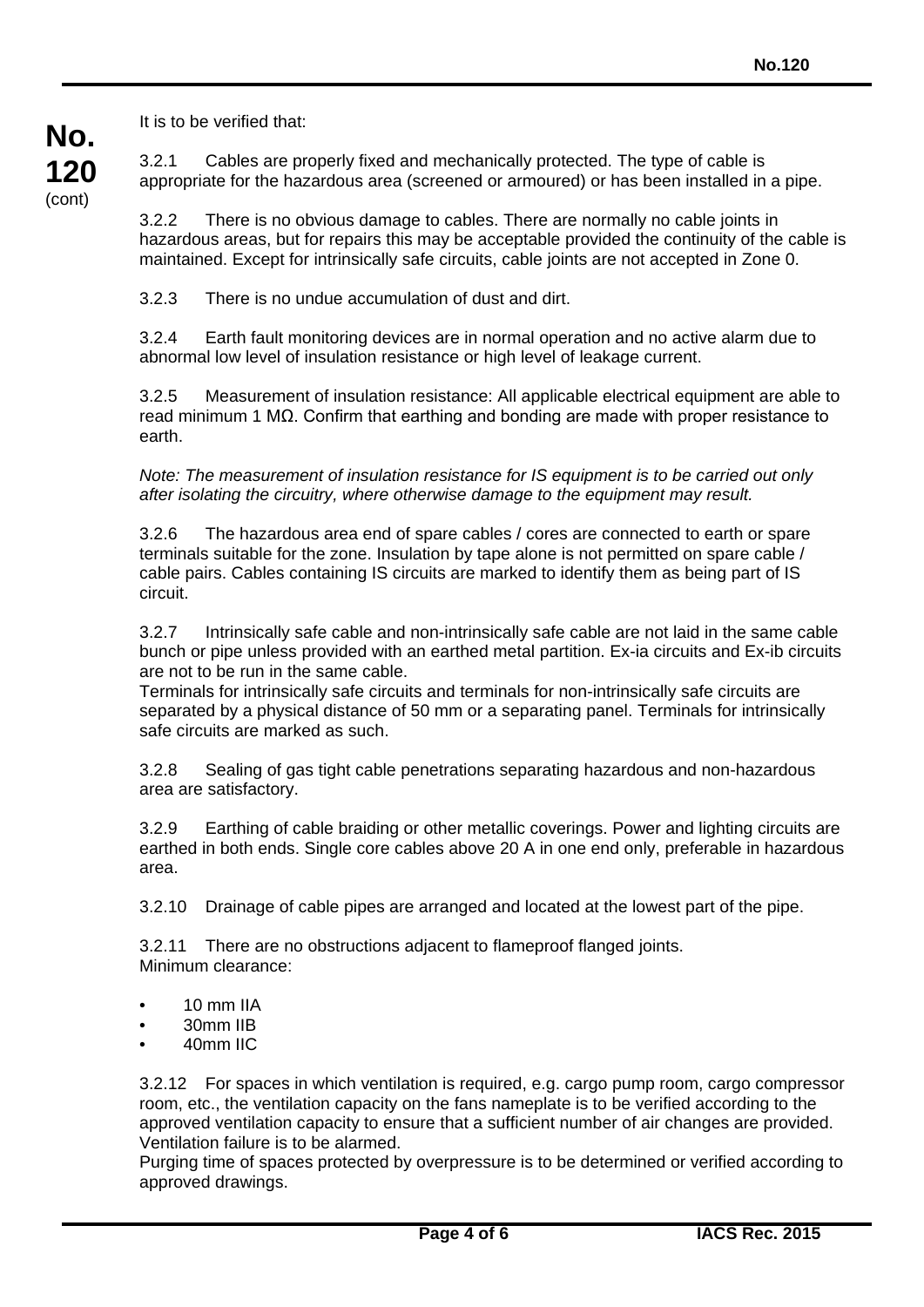It is to be verified that:

3.2.1 Cables are properly fixed and mechanically protected. The type of cable is appropriate for the hazardous area (screened or armoured) or has been installed in a pipe.

3.2.2 There is no obvious damage to cables. There are normally no cable joints in hazardous areas, but for repairs this may be acceptable provided the continuity of the cable is maintained. Except for intrinsically safe circuits, cable joints are not accepted in Zone 0.

3.2.3 There is no undue accumulation of dust and dirt.

3.2.4 Earth fault monitoring devices are in normal operation and no active alarm due to abnormal low level of insulation resistance or high level of leakage current.

3.2.5 Measurement of insulation resistance: All applicable electrical equipment are able to read minimum 1 MΩ. Confirm that earthing and bonding are made with proper resistance to earth.

*Note: The measurement of insulation resistance for IS equipment is to be carried out only after isolating the circuitry, where otherwise damage to the equipment may result.*

3.2.6 The hazardous area end of spare cables / cores are connected to earth or spare terminals suitable for the zone. Insulation by tape alone is not permitted on spare cable / cable pairs. Cables containing IS circuits are marked to identify them as being part of IS circuit.

3.2.7 Intrinsically safe cable and non-intrinsically safe cable are not laid in the same cable bunch or pipe unless provided with an earthed metal partition. Ex-ia circuits and Ex-ib circuits are not to be run in the same cable.
Terminals for intrinsically safe circuits and terminals for non-intrinsically safe circuits are separated by a physical distance of 50 mm or a separating panel. Terminals for intrinsically safe circuits are marked as such.

3.2.8 Sealing of gas tight cable penetrations separating hazardous and non-hazardous area are satisfactory.

3.2.9 Earthing of cable braiding or other metallic coverings. Power and lighting circuits are earthed in both ends. Single core cables above 20 A in one end only, preferable in hazardous area.

3.2.10 Drainage of cable pipes are arranged and located at the lowest part of the pipe.

3.2.11 There are no obstructions adjacent to flameproof flanged joints.
Minimum clearance:

- 10 mm IIA
- 30mm IIB
- 40mm IIC

3.2.12 For spaces in which ventilation is required, e.g. cargo pump room, cargo compressor room, etc., the ventilation capacity on the fans nameplate is to be verified according to the approved ventilation capacity to ensure that a sufficient number of air changes are provided. Ventilation failure is to be alarmed.
Purging time of spaces protected by overpressure is to be determined or verified according to approved drawings.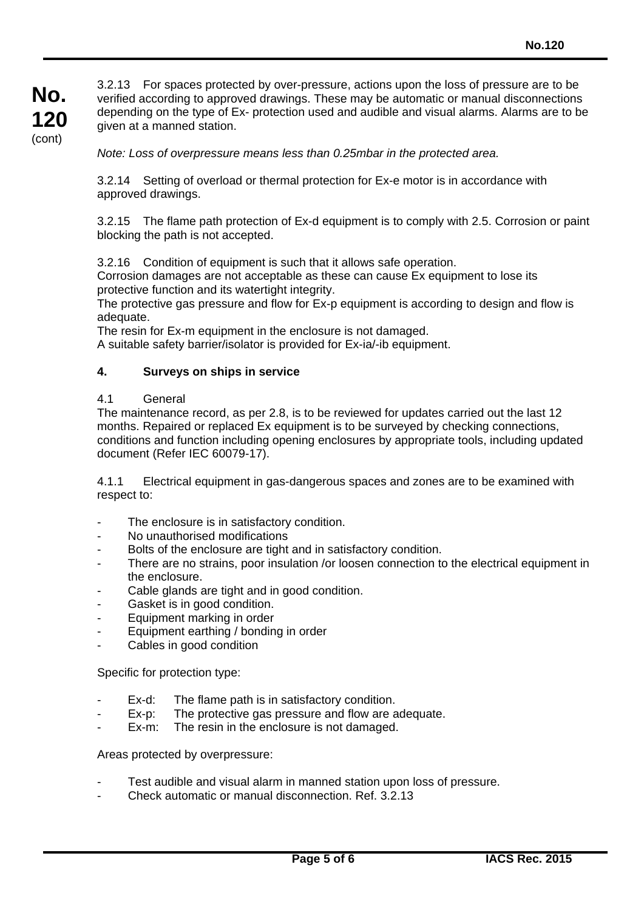3.2.13 For spaces protected by over-pressure, actions upon the loss of pressure are to be verified according to approved drawings. These may be automatic or manual disconnections depending on the type of Ex- protection used and audible and visual alarms. Alarms are to be given at a manned station.

*Note: Loss of overpressure means less than 0.25mbar in the protected area.*

3.2.14 Setting of overload or thermal protection for Ex-e motor is in accordance with approved drawings.

3.2.15 The flame path protection of Ex-d equipment is to comply with 2.5. Corrosion or paint blocking the path is not accepted.

3.2.16 Condition of equipment is such that it allows safe operation.
Corrosion damages are not acceptable as these can cause Ex equipment to lose its protective function and its watertight integrity.
The protective gas pressure and flow for Ex-p equipment is according to design and flow is adequate.
The resin for Ex-m equipment in the enclosure is not damaged.
A suitable safety barrier/isolator is provided for Ex-ia/-ib equipment.

## 4. Surveys on ships in service

4.1 General
The maintenance record, as per 2.8, is to be reviewed for updates carried out the last 12 months. Repaired or replaced Ex equipment is to be surveyed by checking connections, conditions and function including opening enclosures by appropriate tools, including updated document (Refer IEC 60079-17).

4.1.1 Electrical equipment in gas-dangerous spaces and zones are to be examined with respect to:

- The enclosure is in satisfactory condition.
- No unauthorised modifications
- Bolts of the enclosure are tight and in satisfactory condition.
- There are no strains, poor insulation /or loosen connection to the electrical equipment in the enclosure.
- Cable glands are tight and in good condition.
- Gasket is in good condition.
- Equipment marking in order
- Equipment earthing / bonding in order
- Cables in good condition

Specific for protection type:

- Ex-d: The flame path is in satisfactory condition.
- Ex-p: The protective gas pressure and flow are adequate.
- Ex-m: The resin in the enclosure is not damaged.

Areas protected by overpressure:

- Test audible and visual alarm in manned station upon loss of pressure.
- Check automatic or manual disconnection. Ref. 3.2.13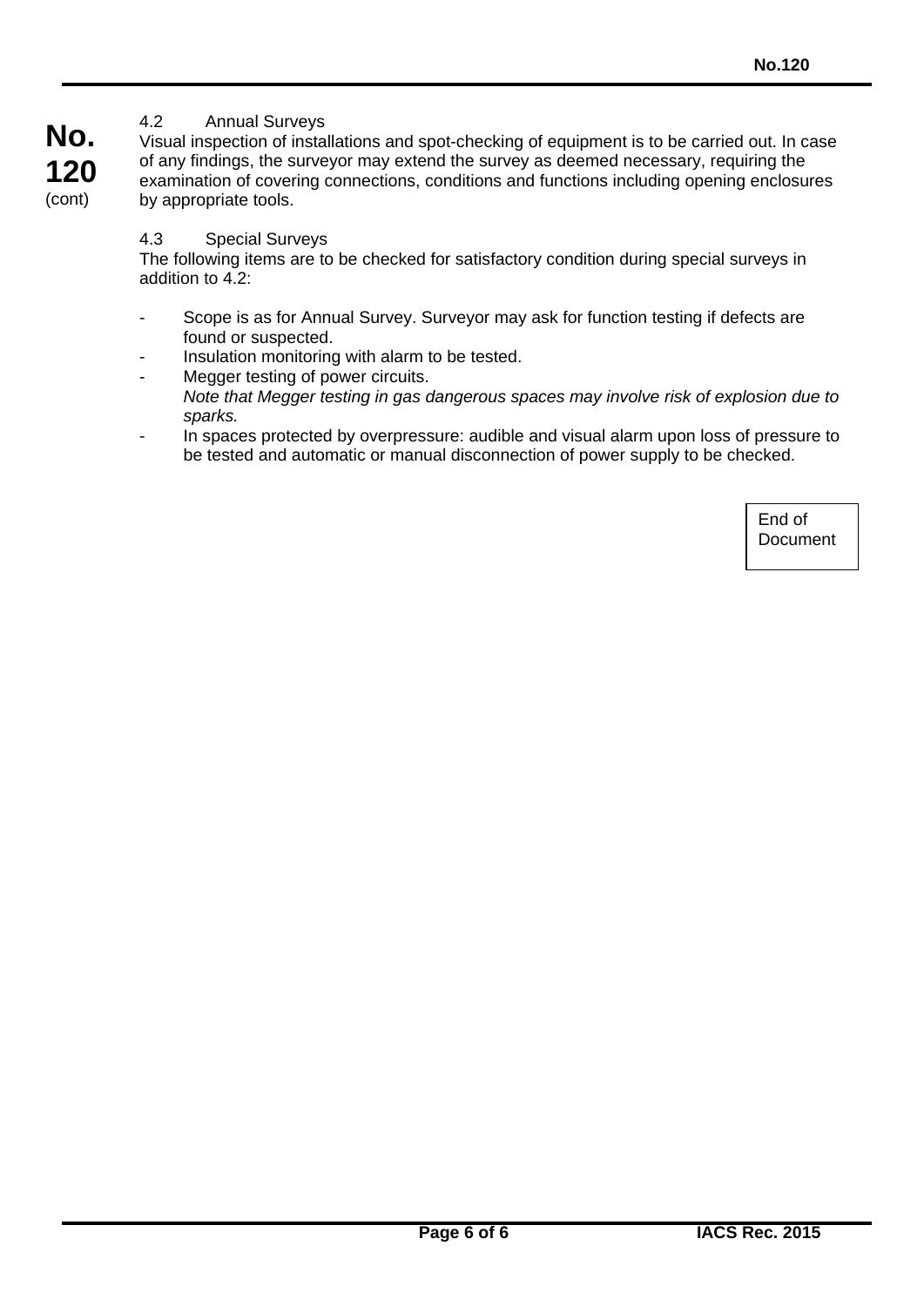### 4.2 Annual Surveys

Visual inspection of installations and spot-checking of equipment is to be carried out. In case of any findings, the surveyor may extend the survey as deemed necessary, requiring the examination of covering connections, conditions and functions including opening enclosures by appropriate tools.

### 4.3 Special Surveys

The following items are to be checked for satisfactory condition during special surveys in addition to 4.2:

- Scope is as for Annual Survey. Surveyor may ask for function testing if defects are found or suspected.
- Insulation monitoring with alarm to be tested.
- Megger testing of power circuits.
  *Note that Megger testing in gas dangerous spaces may involve risk of explosion due to sparks.*
- In spaces protected by overpressure: audible and visual alarm upon loss of pressure to be tested and automatic or manual disconnection of power supply to be checked.

End of Document